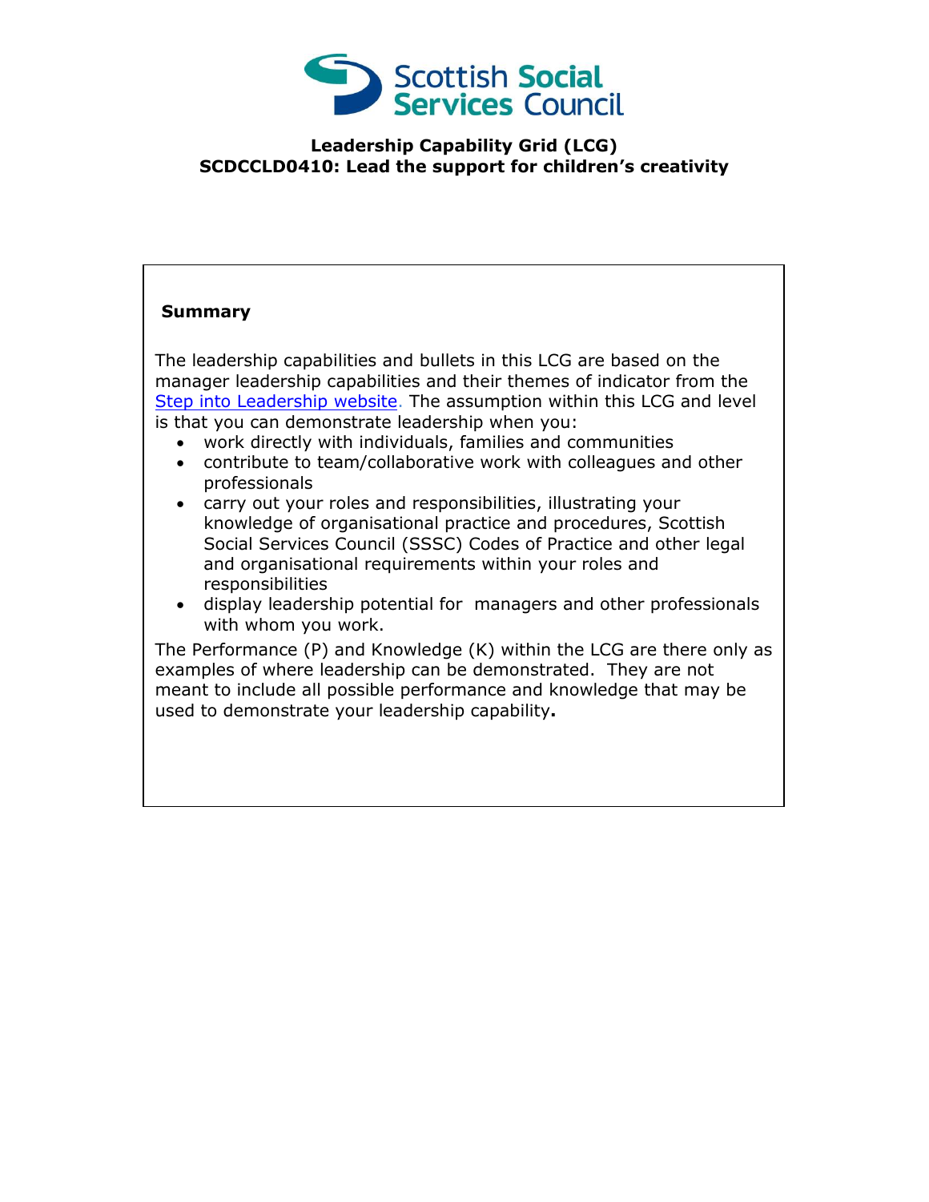**Scottish Social Services Council**

# Leadership Capability Grid (LCG)

## SCDCCLD0410: Lead the support for children's creativity

### Summary

The leadership capabilities and bullets in this LCG are based on the manager leadership capabilities and their themes of indicator from the Step into Leadership website. The assumption within this LCG and level is that you can demonstrate leadership when you:

- work directly with individuals, families and communities
- contribute to team/collaborative work with colleagues and other professionals
- carry out your roles and responsibilities, illustrating your knowledge of organisational practice and procedures, Scottish Social Services Council (SSSC) Codes of Practice and other legal and organisational requirements within your roles and responsibilities
- display leadership potential for managers and other professionals with whom you work.

The Performance (P) and Knowledge (K) within the LCG are there only as examples of where leadership can be demonstrated. They are not meant to include all possible performance and knowledge that may be used to demonstrate your leadership capability**.**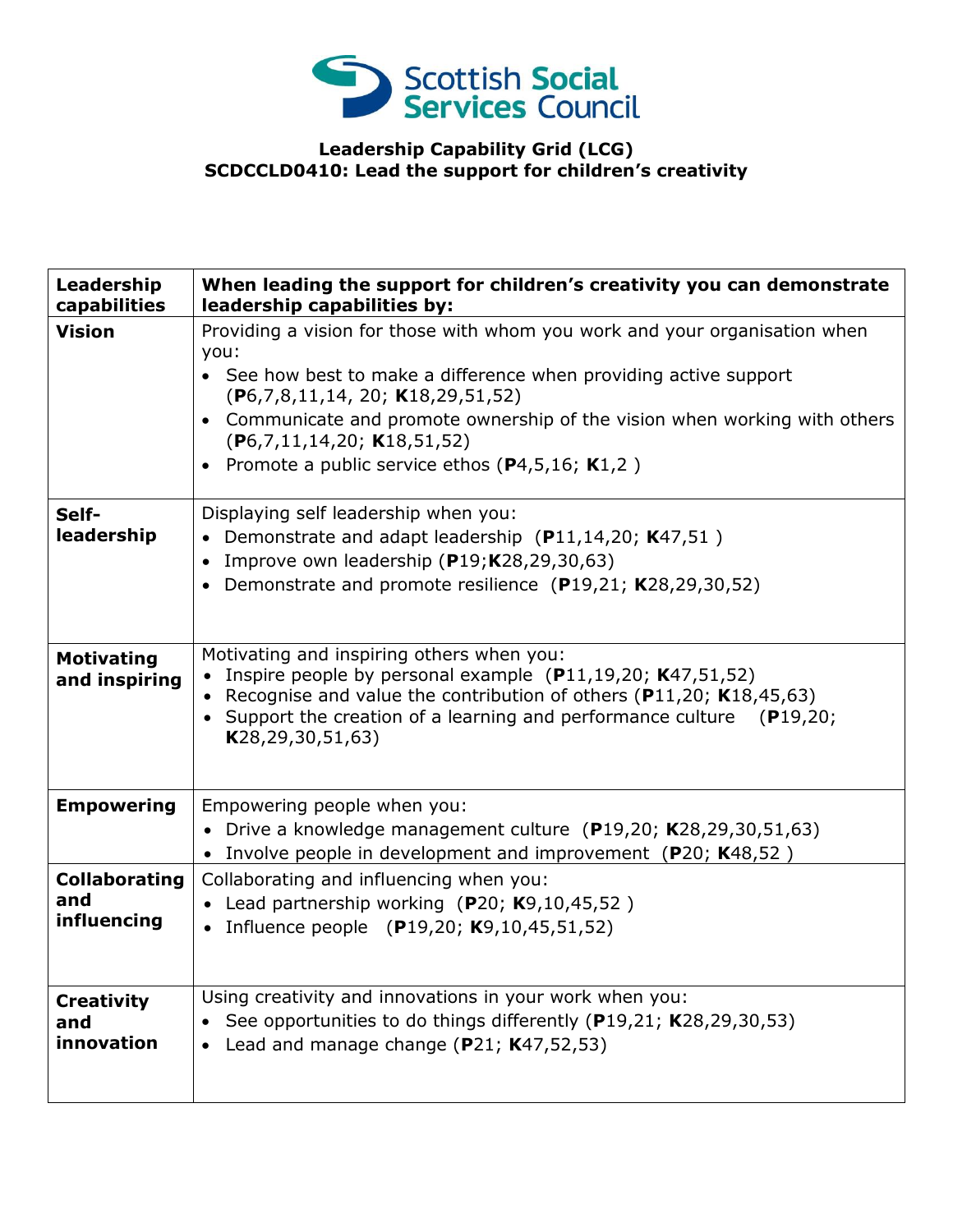Scottish Social Services Council

**Leadership Capability Grid (LCG)**
**SCDCCLD0410: Lead the support for children's creativity**

| **Leadership capabilities** | **When leading the support for children's creativity you can demonstrate leadership capabilities by:** |
|---|---|
| **Vision** | Providing a vision for those with whom you work and your organisation when you:<br>• See how best to make a difference when providing active support (**P**6,7,8,11,14, 20; **K**18,29,51,52)<br>• Communicate and promote ownership of the vision when working with others (**P**6,7,11,14,20; **K**18,51,52)<br>• Promote a public service ethos (**P**4,5,16; **K**1,2 ) |
| **Self-leadership** | Displaying self leadership when you:<br>• Demonstrate and adapt leadership (**P**11,14,20; **K**47,51 )<br>• Improve own leadership (**P**19;**K**28,29,30,63)<br>• Demonstrate and promote resilience (**P**19,21; **K**28,29,30,52) |
| **Motivating and inspiring** | Motivating and inspiring others when you:<br>• Inspire people by personal example (**P**11,19,20; **K**47,51,52)<br>• Recognise and value the contribution of others (**P**11,20; **K**18,45,63)<br>• Support the creation of a learning and performance culture (**P**19,20; **K**28,29,30,51,63) |
| **Empowering** | Empowering people when you:<br>• Drive a knowledge management culture (**P**19,20; **K**28,29,30,51,63)<br>• Involve people in development and improvement (**P**20; **K**48,52 ) |
| **Collaborating and influencing** | Collaborating and influencing when you:<br>• Lead partnership working (**P**20; **K**9,10,45,52 )<br>• Influence people (**P**19,20; **K**9,10,45,51,52) |
| **Creativity and innovation** | Using creativity and innovations in your work when you:<br>• See opportunities to do things differently (**P**19,21; **K**28,29,30,53)<br>• Lead and manage change (**P**21; **K**47,52,53) |